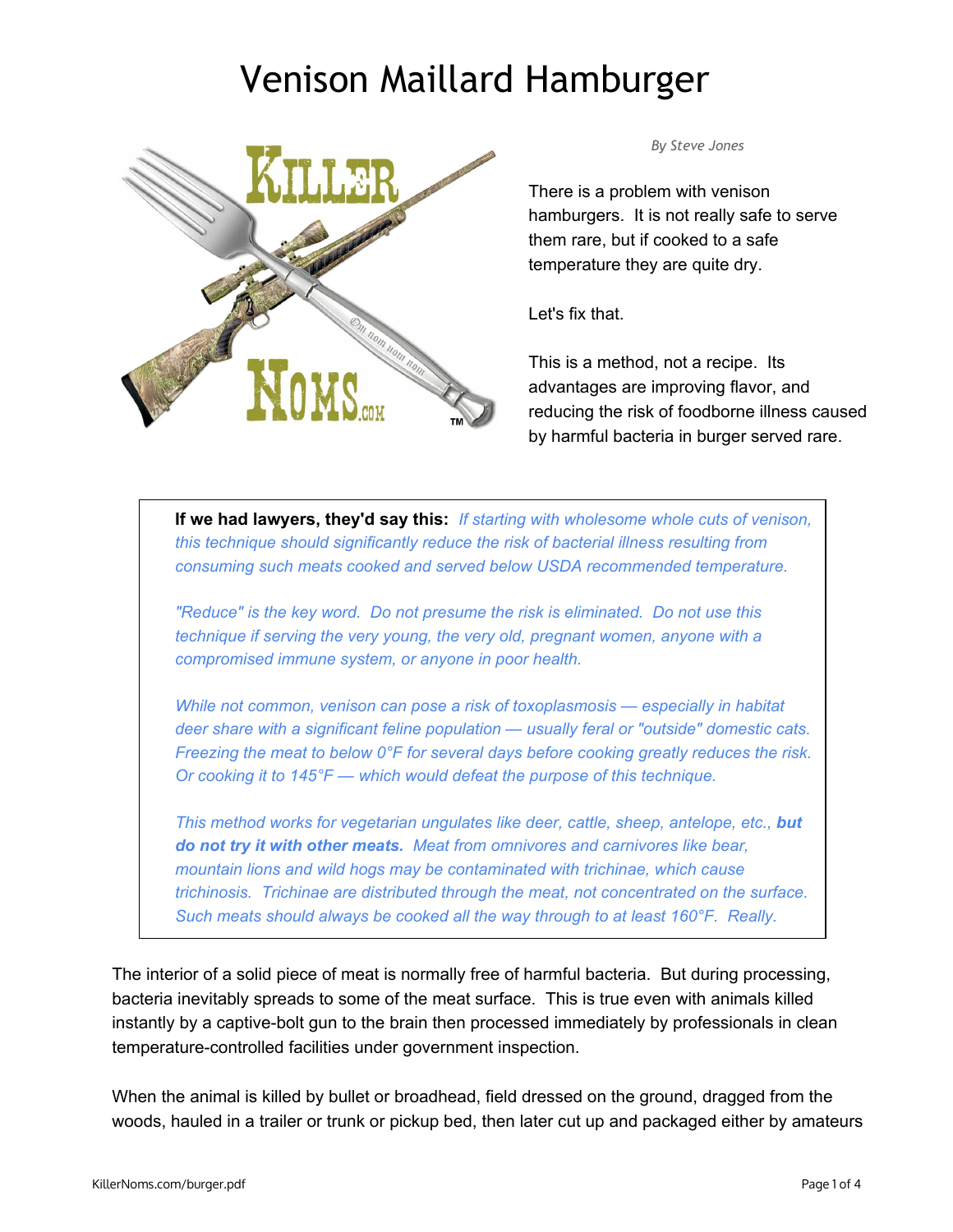# Venison Maillard Hamburger

*By Steve Jones*

There is a problem with venison hamburgers. It is not really safe to serve them rare, but if cooked to a safe temperature they are quite dry.

Let's fix that.

This is a method, not a recipe. Its advantages are improving flavor, and reducing the risk of foodborne illness caused by harmful bacteria in burger served rare.

> **If we had lawyers, they'd say this:** *If starting with wholesome whole cuts of venison, this technique should significantly reduce the risk of bacterial illness resulting from consuming such meats cooked and served below USDA recommended temperature.*
>
> *"Reduce" is the key word. Do not presume the risk is eliminated. Do not use this technique if serving the very young, the very old, pregnant women, anyone with a compromised immune system, or anyone in poor health.*
>
> *While not common, venison can pose a risk of toxoplasmosis — especially in habitat deer share with a significant feline population — usually feral or "outside" domestic cats. Freezing the meat to below 0°F for several days before cooking greatly reduces the risk. Or cooking it to 145°F — which would defeat the purpose of this technique.*
>
> *This method works for vegetarian ungulates like deer, cattle, sheep, antelope, etc.,* ***but do not try it with other meats.*** *Meat from omnivores and carnivores like bear, mountain lions and wild hogs may be contaminated with trichinae, which cause trichinosis. Trichinae are distributed through the meat, not concentrated on the surface. Such meats should always be cooked all the way through to at least 160°F. Really.*

The interior of a solid piece of meat is normally free of harmful bacteria. But during processing, bacteria inevitably spreads to some of the meat surface. This is true even with animals killed instantly by a captive-bolt gun to the brain then processed immediately by professionals in clean temperature-controlled facilities under government inspection.

When the animal is killed by bullet or broadhead, field dressed on the ground, dragged from the woods, hauled in a trailer or trunk or pickup bed, then later cut up and packaged either by amateurs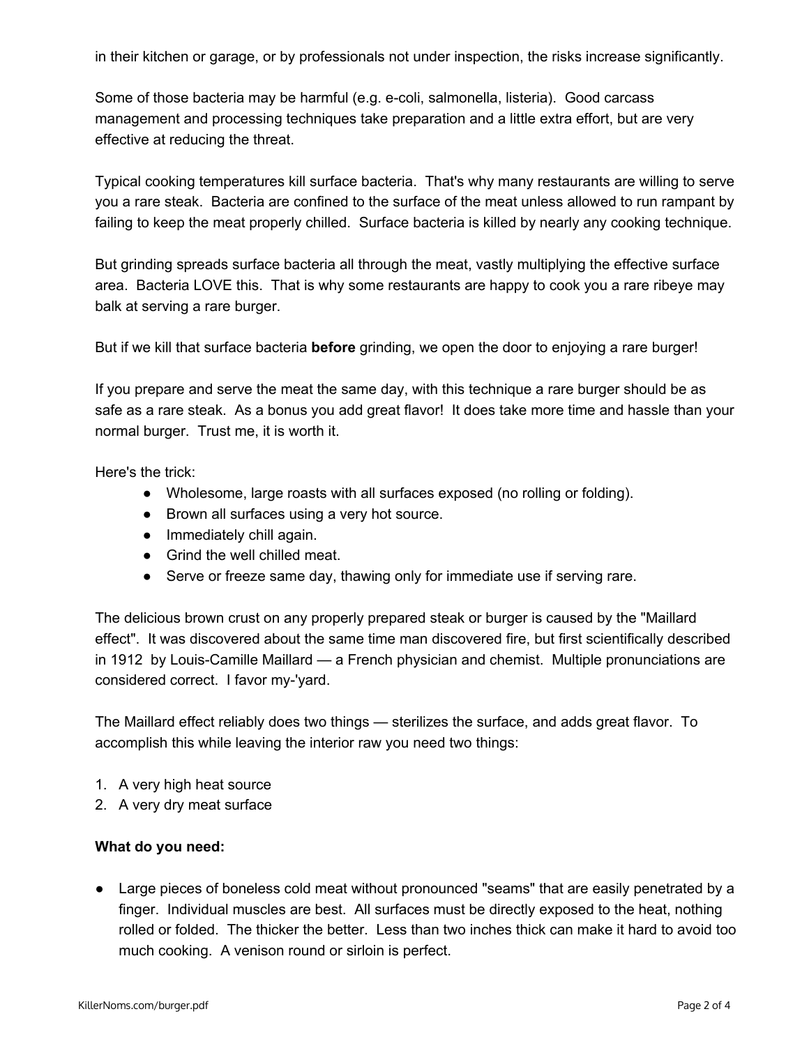in their kitchen or garage, or by professionals not under inspection, the risks increase significantly.

Some of those bacteria may be harmful (e.g. e-coli, salmonella, listeria). Good carcass management and processing techniques take preparation and a little extra effort, but are very effective at reducing the threat.

Typical cooking temperatures kill surface bacteria. That's why many restaurants are willing to serve you a rare steak. Bacteria are confined to the surface of the meat unless allowed to run rampant by failing to keep the meat properly chilled. Surface bacteria is killed by nearly any cooking technique.

But grinding spreads surface bacteria all through the meat, vastly multiplying the effective surface area. Bacteria LOVE this. That is why some restaurants are happy to cook you a rare ribeye may balk at serving a rare burger.

But if we kill that surface bacteria **before** grinding, we open the door to enjoying a rare burger!

If you prepare and serve the meat the same day, with this technique a rare burger should be as safe as a rare steak. As a bonus you add great flavor! It does take more time and hassle than your normal burger. Trust me, it is worth it.

Here's the trick:

- Wholesome, large roasts with all surfaces exposed (no rolling or folding).
- Brown all surfaces using a very hot source.
- Immediately chill again.
- Grind the well chilled meat.
- Serve or freeze same day, thawing only for immediate use if serving rare.

The delicious brown crust on any properly prepared steak or burger is caused by the "Maillard effect". It was discovered about the same time man discovered fire, but first scientifically described in 1912 by Louis-Camille Maillard — a French physician and chemist. Multiple pronunciations are considered correct. I favor my-'yard.

The Maillard effect reliably does two things — sterilizes the surface, and adds great flavor. To accomplish this while leaving the interior raw you need two things:

1. A very high heat source
2. A very dry meat surface

**What do you need:**

- Large pieces of boneless cold meat without pronounced "seams" that are easily penetrated by a finger. Individual muscles are best. All surfaces must be directly exposed to the heat, nothing rolled or folded. The thicker the better. Less than two inches thick can make it hard to avoid too much cooking. A venison round or sirloin is perfect.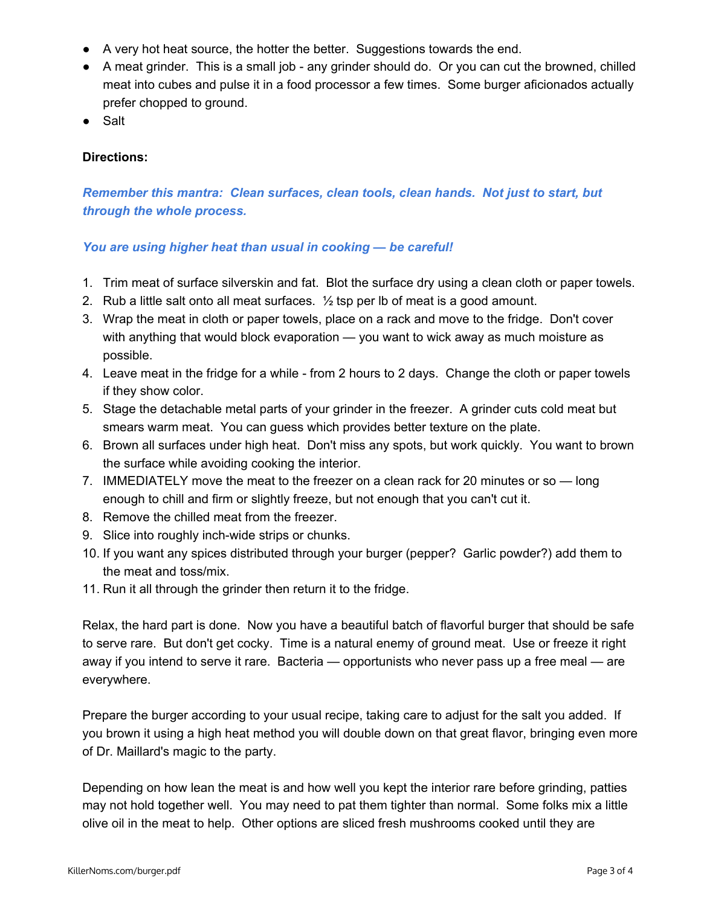- A very hot heat source, the hotter the better.  Suggestions towards the end.
- A meat grinder.  This is a small job - any grinder should do.  Or you can cut the browned, chilled meat into cubes and pulse it in a food processor a few times.  Some burger aficionados actually prefer chopped to ground.
- Salt

**Directions:**

***Remember this mantra:  Clean surfaces, clean tools, clean hands.  Not just to start, but through the whole process.***

***You are using higher heat than usual in cooking — be careful!***

1. Trim meat of surface silverskin and fat.  Blot the surface dry using a clean cloth or paper towels.
2. Rub a little salt onto all meat surfaces.  ½ tsp per lb of meat is a good amount.
3. Wrap the meat in cloth or paper towels, place on a rack and move to the fridge.  Don't cover with anything that would block evaporation — you want to wick away as much moisture as possible.
4. Leave meat in the fridge for a while - from 2 hours to 2 days.  Change the cloth or paper towels if they show color.
5. Stage the detachable metal parts of your grinder in the freezer.  A grinder cuts cold meat but smears warm meat.  You can guess which provides better texture on the plate.
6. Brown all surfaces under high heat.  Don't miss any spots, but work quickly.  You want to brown the surface while avoiding cooking the interior.
7. IMMEDIATELY move the meat to the freezer on a clean rack for 20 minutes or so — long enough to chill and firm or slightly freeze, but not enough that you can't cut it.
8. Remove the chilled meat from the freezer.
9. Slice into roughly inch-wide strips or chunks.
10. If you want any spices distributed through your burger (pepper?  Garlic powder?) add them to the meat and toss/mix.
11. Run it all through the grinder then return it to the fridge.

Relax, the hard part is done.  Now you have a beautiful batch of flavorful burger that should be safe to serve rare.  But don't get cocky.  Time is a natural enemy of ground meat.  Use or freeze it right away if you intend to serve it rare.  Bacteria — opportunists who never pass up a free meal — are everywhere.

Prepare the burger according to your usual recipe, taking care to adjust for the salt you added.  If you brown it using a high heat method you will double down on that great flavor, bringing even more of Dr. Maillard's magic to the party.

Depending on how lean the meat is and how well you kept the interior rare before grinding, patties may not hold together well.  You may need to pat them tighter than normal.  Some folks mix a little olive oil in the meat to help.  Other options are sliced fresh mushrooms cooked until they are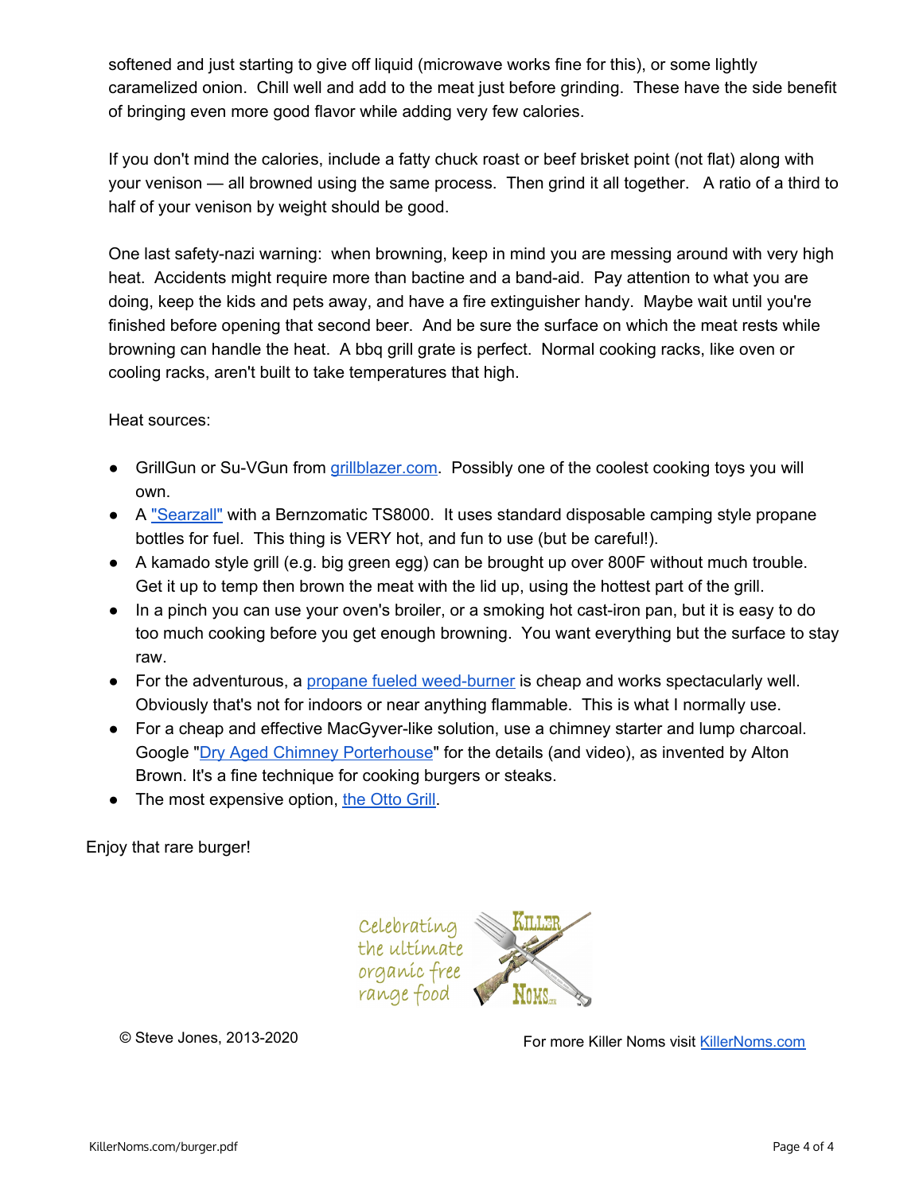softened and just starting to give off liquid (microwave works fine for this), or some lightly caramelized onion. Chill well and add to the meat just before grinding. These have the side benefit of bringing even more good flavor while adding very few calories.

If you don't mind the calories, include a fatty chuck roast or beef brisket point (not flat) along with your venison — all browned using the same process. Then grind it all together. A ratio of a third to half of your venison by weight should be good.

One last safety-nazi warning: when browning, keep in mind you are messing around with very high heat. Accidents might require more than bactine and a band-aid. Pay attention to what you are doing, keep the kids and pets away, and have a fire extinguisher handy. Maybe wait until you're finished before opening that second beer. And be sure the surface on which the meat rests while browning can handle the heat. A bbq grill grate is perfect. Normal cooking racks, like oven or cooling racks, aren't built to take temperatures that high.

Heat sources:

- GrillGun or Su-VGun from grillblazer.com. Possibly one of the coolest cooking toys you will own.
- A "Searzall" with a Bernzomatic TS8000. It uses standard disposable camping style propane bottles for fuel. This thing is VERY hot, and fun to use (but be careful!).
- A kamado style grill (e.g. big green egg) can be brought up over 800F without much trouble. Get it up to temp then brown the meat with the lid up, using the hottest part of the grill.
- In a pinch you can use your oven's broiler, or a smoking hot cast-iron pan, but it is easy to do too much cooking before you get enough browning. You want everything but the surface to stay raw.
- For the adventurous, a propane fueled weed-burner is cheap and works spectacularly well. Obviously that's not for indoors or near anything flammable. This is what I normally use.
- For a cheap and effective MacGyver-like solution, use a chimney starter and lump charcoal. Google "Dry Aged Chimney Porterhouse" for the details (and video), as invented by Alton Brown. It's a fine technique for cooking burgers or steaks.
- The most expensive option, the Otto Grill.

Enjoy that rare burger!

Celebrating the ultimate organic free range food

KILLER NOMS

© Steve Jones, 2013-2020

For more Killer Noms visit KillerNoms.com